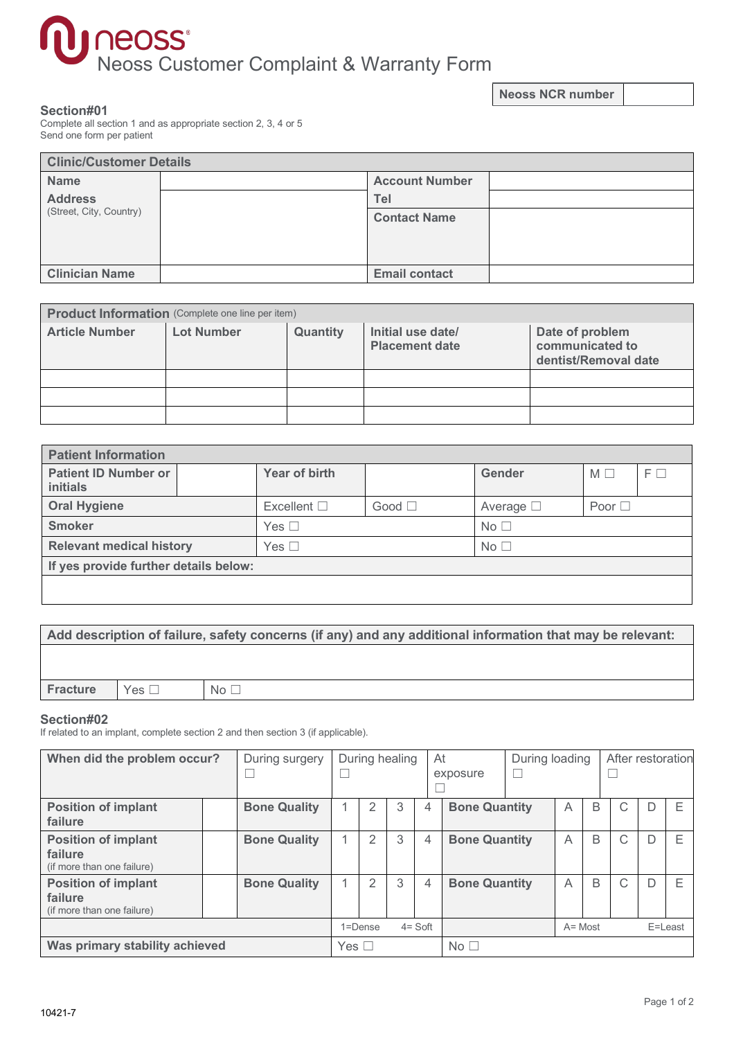# Neoss Customer Complaint & Warranty Form

| Neoss NCR number | |
|---|---|

## Section#01

Complete all section 1 and as appropriate section 2, 3, 4 or 5
Send one form per patient

| Clinic/Customer Details | | | |
|---|---|---|---|
| **Name** | | **Account Number** | |
| **Address** (Street, City, Country) | | **Tel** | |
| | | **Contact Name** | |
| **Clinician Name** | | **Email contact** | |

| Product Information (Complete one line per item) | | | | |
|---|---|---|---|---|
| **Article Number** | **Lot Number** | **Quantity** | **Initial use date/ Placement date** | **Date of problem communicated to dentist/Removal date** |
| | | | | |
| | | | | |
| | | | | |

| Patient Information | | | | | | |
|---|---|---|---|---|---|---|
| **Patient ID Number or initials** | | **Year of birth** | | **Gender** | M ☐ | F ☐ |
| **Oral Hygiene** | | Excellent ☐ | Good ☐ | Average ☐ | Poor ☐ | |
| **Smoker** | | Yes ☐ | | No ☐ | | |
| **Relevant medical history** | | Yes ☐ | | No ☐ | | |
| **If yes provide further details below:** | | | | | | |
| | | | | | | |

| Add description of failure, safety concerns (if any) and any additional information that may be relevant: | | |
|---|---|---|
| | | |
| **Fracture** | Yes ☐ | No ☐ |

## Section#02

If related to an implant, complete section 2 and then section 3 (if applicable).

| When did the problem occur? | | During surgery ☐ | During healing ☐ | | | | At exposure ☐ | During loading ☐ | | After restoration ☐ | | |
|---|---|---|---|---|---|---|---|---|---|---|---|---|
| **Position of implant failure** | | **Bone Quality** | 1 | 2 | 3 | 4 | **Bone Quantity** | A | B | C | D | E |
| **Position of implant failure** (if more than one failure) | | **Bone Quality** | 1 | 2 | 3 | 4 | **Bone Quantity** | A | B | C | D | E |
| **Position of implant failure** (if more than one failure) | | **Bone Quality** | 1 | 2 | 3 | 4 | **Bone Quantity** | A | B | C | D | E |
| | | | 1=Dense | | | 4= Soft | | A= Most | | | | E=Least |
| **Was primary stability achieved** | | | Yes ☐ | | | | No ☐ | | | | | |

10421-7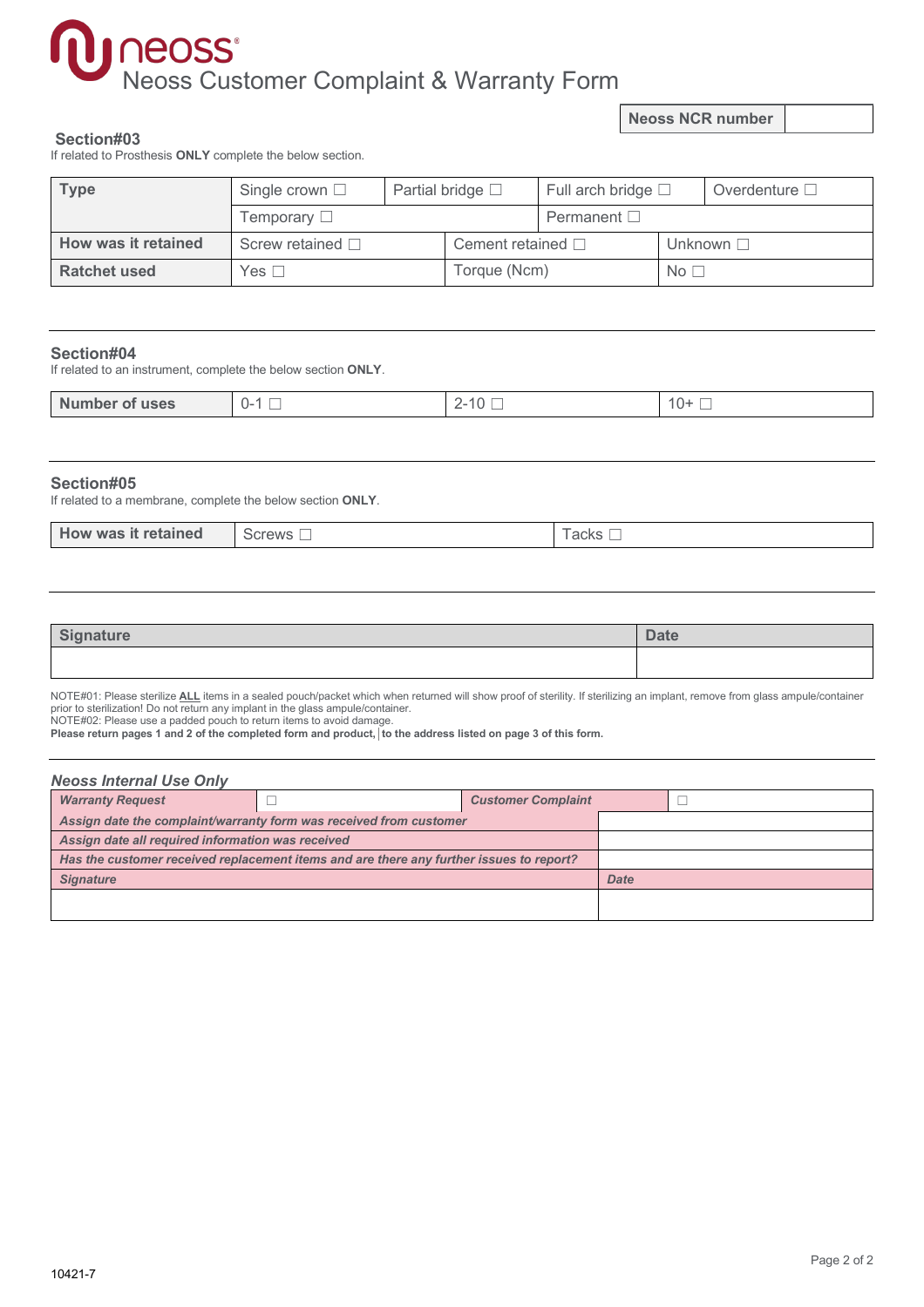# Neoss Customer Complaint & Warranty Form

| Neoss NCR number | |
|---|---|

### Section#03

If related to Prosthesis **ONLY** complete the below section.

| Type | Single crown ☐ | Partial bridge ☐ | Full arch bridge ☐ | Overdenture ☐ |
|---|---|---|---|---|
| | Temporary ☐ | | Permanent ☐ | |
| How was it retained | Screw retained ☐ | Cement retained ☐ | Unknown ☐ | |
| Ratchet used | Yes ☐ | Torque (Ncm) | No ☐ | |

### Section#04

If related to an instrument, complete the below section **ONLY**.

| Number of uses | 0-1 ☐ | 2-10 ☐ | 10+ ☐ |
|---|---|---|---|

### Section#05

If related to a membrane, complete the below section **ONLY**.

| How was it retained | Screws ☐ | Tacks ☐ |
|---|---|---|

| Signature | Date |
|---|---|
| | |

NOTE#01: Please sterilize **ALL** items in a sealed pouch/packet which when returned will show proof of sterility. If sterilizing an implant, remove from glass ampule/container prior to sterilization! Do not return any implant in the glass ampule/container.
NOTE#02: Please use a padded pouch to return items to avoid damage.
**Please return pages 1 and 2 of the completed form and product, to the address listed on page 3 of this form.**

### *Neoss Internal Use Only*

| *Warranty Request* | ☐ | *Customer Complaint* | ☐ |
|---|---|---|---|
| *Assign date the complaint/warranty form was received from customer* | | | |
| *Assign date all required information was received* | | | |
| *Has the customer received replacement items and are there any further issues to report?* | | | |
| *Signature* | | *Date* | |
| | | | |

10421-7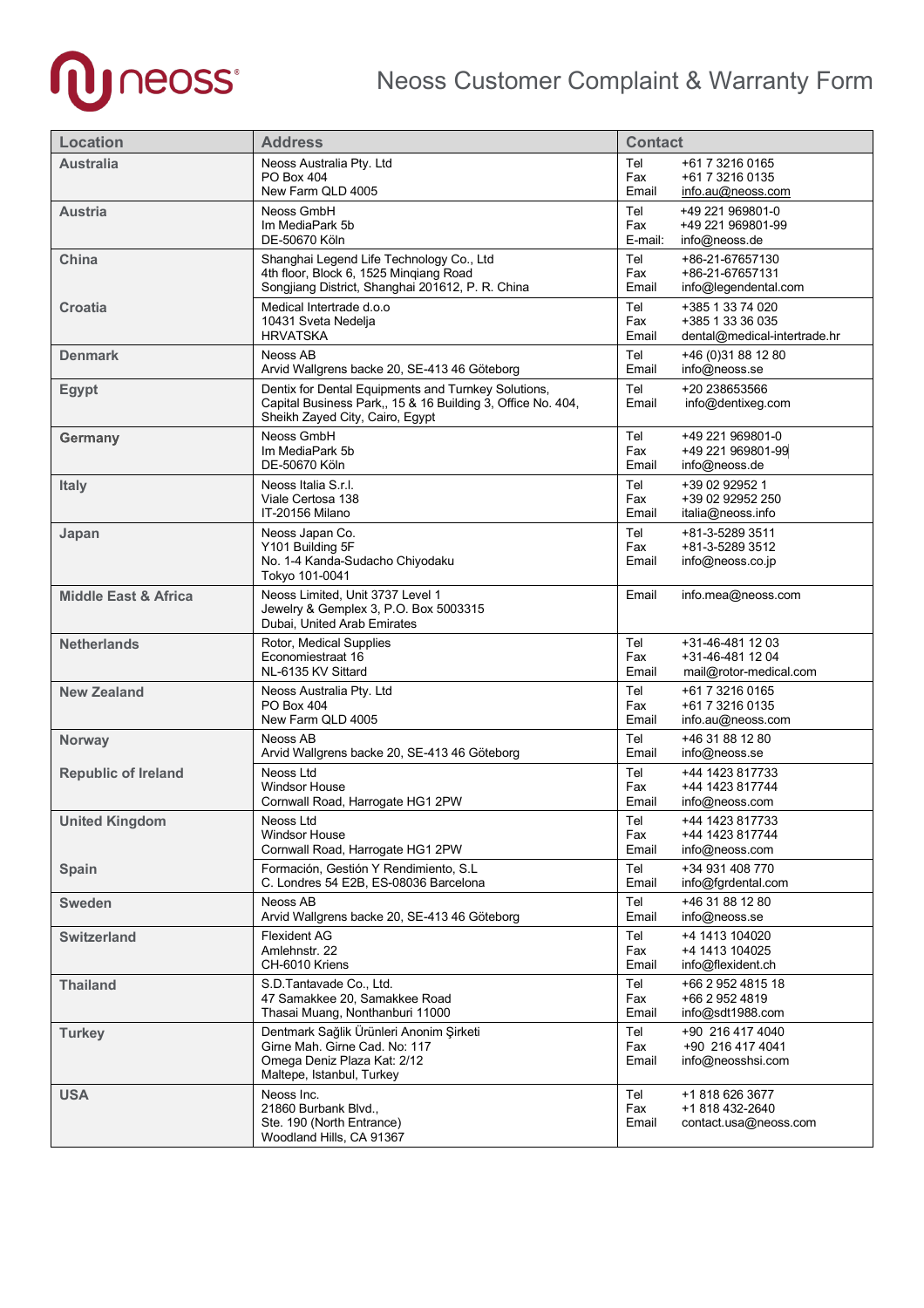# Neoss Customer Complaint & Warranty Form

| Location | Address | Contact |
|---|---|---|
| Australia | Neoss Australia Pty. Ltd<br>PO Box 404<br>New Farm QLD 4005 | Tel +61 7 3216 0165<br>Fax +61 7 3216 0135<br>Email info.au@neoss.com |
| Austria | Neoss GmbH<br>Im MediaPark 5b<br>DE-50670 Köln | Tel +49 221 969801-0<br>Fax +49 221 969801-99<br>E-mail: info@neoss.de |
| China | Shanghai Legend Life Technology Co., Ltd<br>4th floor, Block 6, 1525 Minqiang Road<br>Songjiang District, Shanghai 201612, P. R. China | Tel +86-21-67657130<br>Fax +86-21-67657131<br>Email info@legendental.com |
| Croatia | Medical Intertrade d.o.o<br>10431 Sveta Nedelja<br>HRVATSKA | Tel +385 1 33 74 020<br>Fax +385 1 33 36 035<br>Email dental@medical-intertrade.hr |
| Denmark | Neoss AB<br>Arvid Wallgrens backe 20, SE-413 46 Göteborg | Tel +46 (0)31 88 12 80<br>Email info@neoss.se |
| Egypt | Dentix for Dental Equipments and Turnkey Solutions,<br>Capital Business Park,, 15 & 16 Building 3, Office No. 404,<br>Sheikh Zayed City, Cairo, Egypt | Tel +20 238653566<br>Email info@dentixeg.com |
| Germany | Neoss GmbH<br>Im MediaPark 5b<br>DE-50670 Köln | Tel +49 221 969801-0<br>Fax +49 221 969801-99<br>Email info@neoss.de |
| Italy | Neoss Italia S.r.l.<br>Viale Certosa 138<br>IT-20156 Milano | Tel +39 02 92952 1<br>Fax +39 02 92952 250<br>Email italia@neoss.info |
| Japan | Neoss Japan Co.<br>Y101 Building 5F<br>No. 1-4 Kanda-Sudacho Chiyodaku<br>Tokyo 101-0041 | Tel +81-3-5289 3511<br>Fax +81-3-5289 3512<br>Email info@neoss.co.jp |
| Middle East & Africa | Neoss Limited, Unit 3737 Level 1<br>Jewelry & Gemplex 3, P.O. Box 5003315<br>Dubai, United Arab Emirates | Email info.mea@neoss.com |
| Netherlands | Rotor, Medical Supplies<br>Economiestraat 16<br>NL-6135 KV Sittard | Tel +31-46-481 12 03<br>Fax +31-46-481 12 04<br>Email mail@rotor-medical.com |
| New Zealand | Neoss Australia Pty. Ltd<br>PO Box 404<br>New Farm QLD 4005 | Tel +61 7 3216 0165<br>Fax +61 7 3216 0135<br>Email info.au@neoss.com |
| Norway | Neoss AB<br>Arvid Wallgrens backe 20, SE-413 46 Göteborg | Tel +46 31 88 12 80<br>Email info@neoss.se |
| Republic of Ireland | Neoss Ltd<br>Windsor House<br>Cornwall Road, Harrogate HG1 2PW | Tel +44 1423 817733<br>Fax +44 1423 817744<br>Email info@neoss.com |
| United Kingdom | Neoss Ltd<br>Windsor House<br>Cornwall Road, Harrogate HG1 2PW | Tel +44 1423 817733<br>Fax +44 1423 817744<br>Email info@neoss.com |
| Spain | Formación, Gestión Y Rendimiento, S.L<br>C. Londres 54 E2B, ES-08036 Barcelona | Tel +34 931 408 770<br>Email info@fgrdental.com |
| Sweden | Neoss AB<br>Arvid Wallgrens backe 20, SE-413 46 Göteborg | Tel +46 31 88 12 80<br>Email info@neoss.se |
| Switzerland | Flexident AG<br>Amlehnstr. 22<br>CH-6010 Kriens | Tel +4 1413 104020<br>Fax +4 1413 104025<br>Email info@flexident.ch |
| Thailand | S.D.Tantavade Co., Ltd.<br>47 Samakkee 20, Samakkee Road<br>Thasai Muang, Nonthanburi 11000 | Tel +66 2 952 4815 18<br>Fax +66 2 952 4819<br>Email info@sdt1988.com |
| Turkey | Dentmark Sağlik Ürünleri Anonim Şirketi<br>Girne Mah. Girne Cad. No: 117<br>Omega Deniz Plaza Kat: 2/12<br>Maltepe, Istanbul, Turkey | Tel +90 216 417 4040<br>Fax +90 216 417 4041<br>Email info@neosshsi.com |
| USA | Neoss Inc.<br>21860 Burbank Blvd.,<br>Ste. 190 (North Entrance)<br>Woodland Hills, CA 91367 | Tel +1 818 626 3677<br>Fax +1 818 432-2640<br>Email contact.usa@neoss.com |